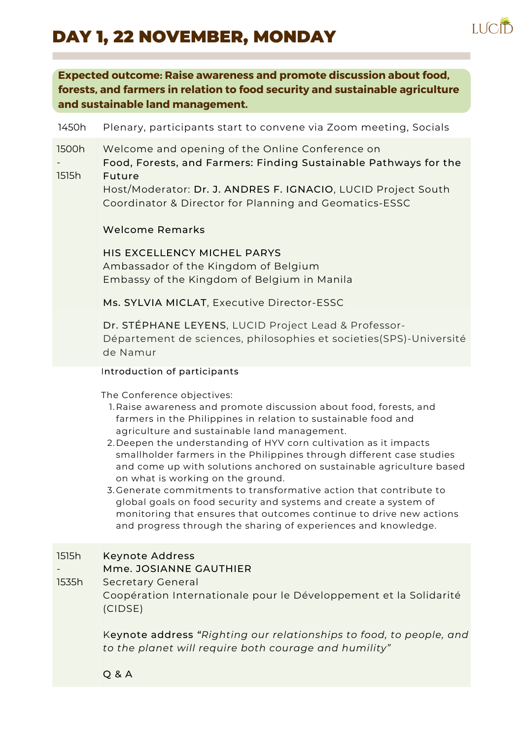# DAY 1, 22 NOVEMBER, MONDAY

**Expected outcome: Raise awareness and promote discussion about food, forests, and farmers in relation to food security and sustainable agriculture and sustainable land management.**

| Time | Activity |
| --- | --- |
| 1450h | Plenary, participants start to convene via Zoom meeting, Socials |
| 1500h - 1515h | Welcome and opening of the Online Conference on<br>Food, Forests, and Farmers: Finding Sustainable Pathways for the Future<br>Host/Moderator: Dr. J. ANDRES F. IGNACIO, LUCID Project South Coordinator & Director for Planning and Geomatics-ESSC<br><br>Welcome Remarks<br><br>HIS EXCELLENCY MICHEL PARYS<br>Ambassador of the Kingdom of Belgium<br>Embassy of the Kingdom of Belgium in Manila<br><br>Ms. SYLVIA MICLAT, Executive Director-ESSC<br><br>Dr. STÉPHANE LEYENS, LUCID Project Lead & Professor-Département de sciences, philosophies et societies(SPS)-Université de Namur |

Introduction of participants

The Conference objectives:

1. Raise awareness and promote discussion about food, forests, and farmers in the Philippines in relation to sustainable food and agriculture and sustainable land management.
2. Deepen the understanding of HYV corn cultivation as it impacts smallholder farmers in the Philippines through different case studies and come up with solutions anchored on sustainable agriculture based on what is working on the ground.
3. Generate commitments to transformative action that contribute to global goals on food security and systems and create a system of monitoring that ensures that outcomes continue to drive new actions and progress through the sharing of experiences and knowledge.

| Time | Activity |
| --- | --- |
| 1515h - 1535h | Keynote Address<br>Mme. JOSIANNE GAUTHIER<br>Secretary General<br>Coopération Internationale pour le Développement et la Solidarité (CIDSE)<br><br>Keynote address "*Righting our relationships to food, to people, and to the planet will require both courage and humility*"<br><br>Q & A |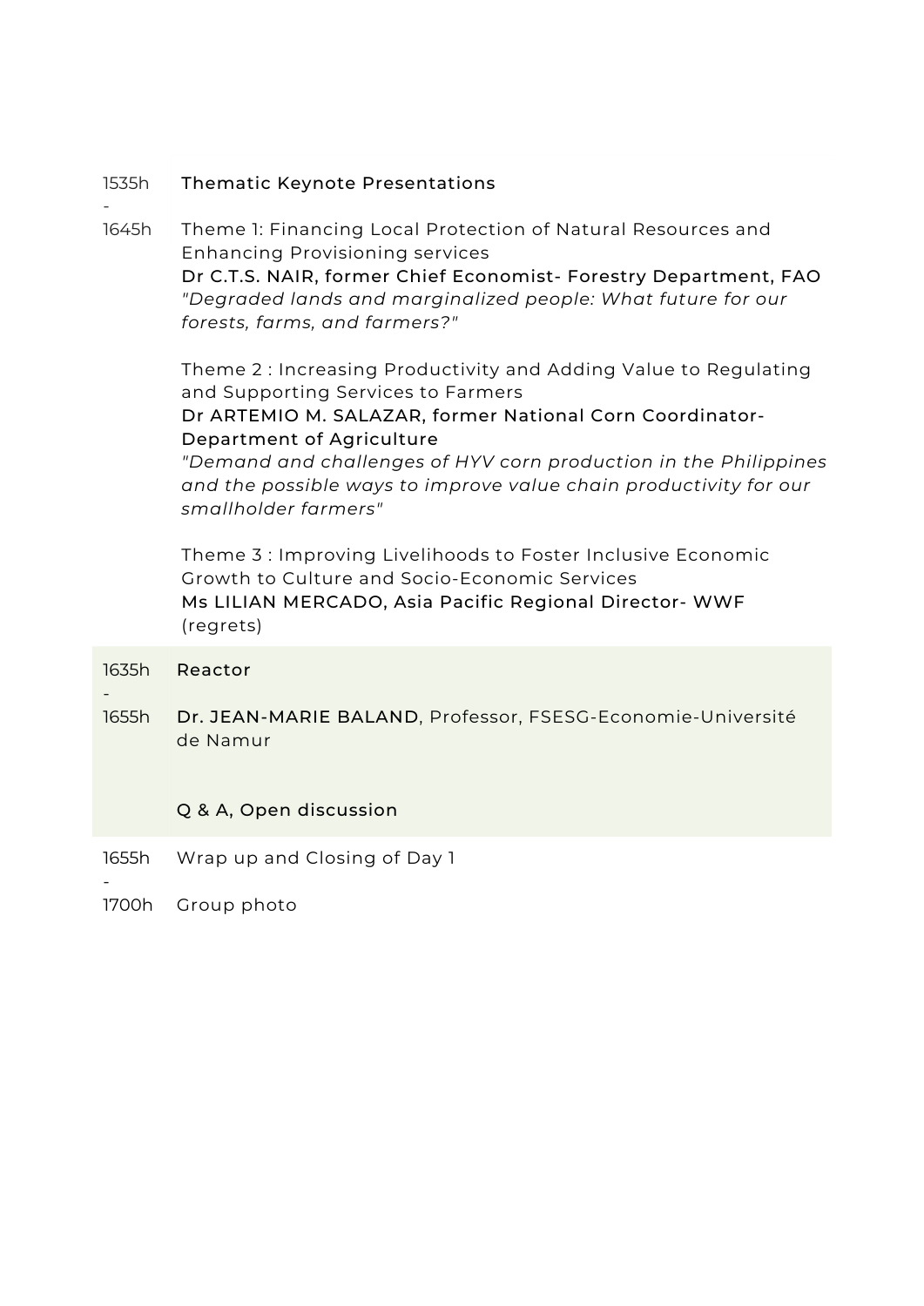| | |
|---|---|
| 1535h - 1645h | **Thematic Keynote Presentations**<br><br>Theme 1: Financing Local Protection of Natural Resources and Enhancing Provisioning services<br>**Dr C.T.S. NAIR, former Chief Economist- Forestry Department, FAO**<br>*"Degraded lands and marginalized people: What future for our forests, farms, and farmers?"*<br><br>Theme 2 : Increasing Productivity and Adding Value to Regulating and Supporting Services to Farmers<br>**Dr ARTEMIO M. SALAZAR, former National Corn Coordinator- Department of Agriculture**<br>*"Demand and challenges of HYV corn production in the Philippines and the possible ways to improve value chain productivity for our smallholder farmers"*<br><br>Theme 3 : Improving Livelihoods to Foster Inclusive Economic Growth to Culture and Socio-Economic Services<br>**Ms LILIAN MERCADO, Asia Pacific Regional Director- WWF** (regrets) |
| 1635h - 1655h | **Reactor**<br><br>**Dr. JEAN-MARIE BALAND**, Professor, FSESG-Economie-Université de Namur<br><br>**Q & A, Open discussion** |
| 1655h - 1700h | Wrap up and Closing of Day 1<br><br>Group photo |